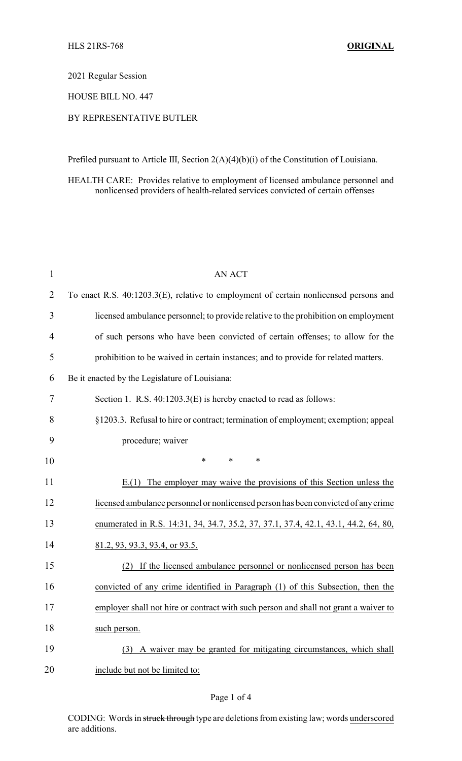HLS 21RS-768 **ORIGINAL**

2021 Regular Session

HOUSE BILL NO. 447

BY REPRESENTATIVE BUTLER

Prefiled pursuant to Article III, Section 2(A)(4)(b)(i) of the Constitution of Louisiana.

HEALTH CARE: Provides relative to employment of licensed ambulance personnel and nonlicensed providers of health-related services convicted of certain offenses

AN ACT

To enact R.S. 40:1203.3(E), relative to employment of certain nonlicensed persons and licensed ambulance personnel; to provide relative to the prohibition on employment of such persons who have been convicted of certain offenses; to allow for the prohibition to be waived in certain instances; and to provide for related matters.

Be it enacted by the Legislature of Louisiana:

Section 1. R.S. 40:1203.3(E) is hereby enacted to read as follows:

§1203.3. Refusal to hire or contract; termination of employment; exemption; appeal procedure; waiver

\* \* \*

E.(1) The employer may waive the provisions of this Section unless the licensed ambulance personnel or nonlicensed person has been convicted of any crime enumerated in R.S. 14:31, 34, 34.7, 35.2, 37, 37.1, 37.4, 42.1, 43.1, 44.2, 64, 80, 81.2, 93, 93.3, 93.4, or 93.5.

(2) If the licensed ambulance personnel or nonlicensed person has been convicted of any crime identified in Paragraph (1) of this Subsection, then the employer shall not hire or contract with such person and shall not grant a waiver to such person.

(3) A waiver may be granted for mitigating circumstances, which shall include but not be limited to:

CODING: Words in ~~struck through~~ type are deletions from existing law; words underscored are additions.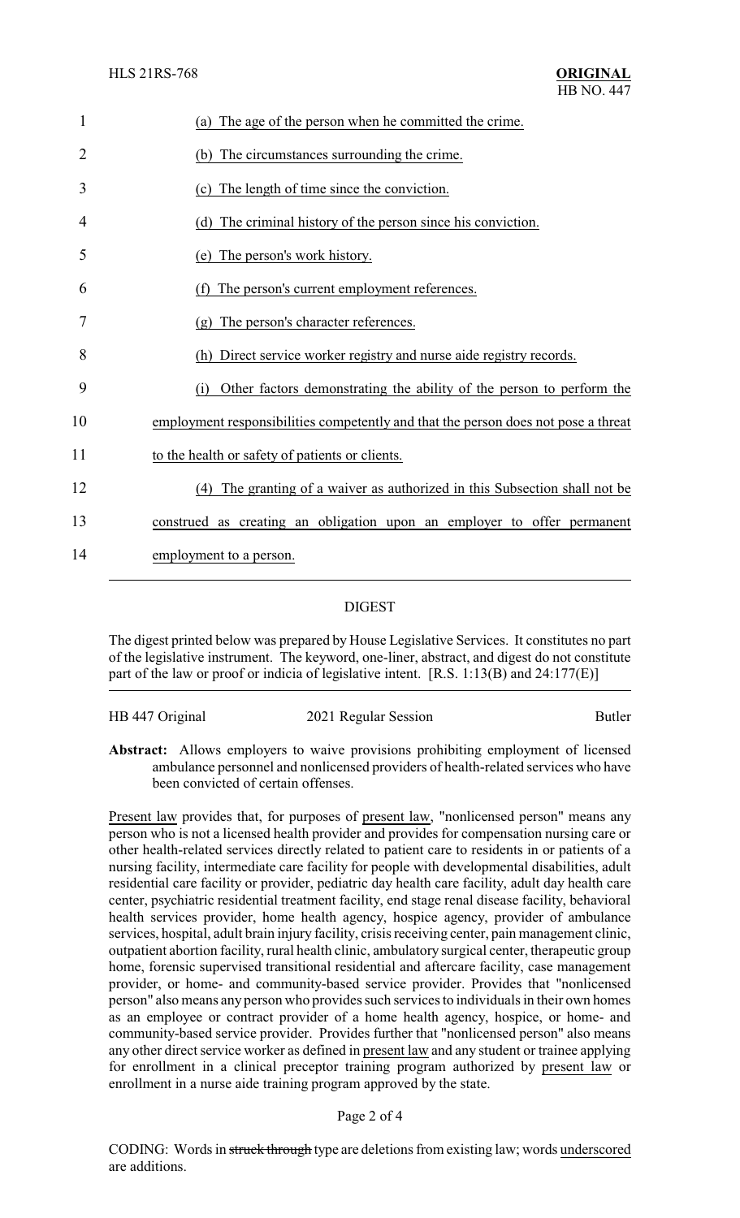(a) The age of the person when he committed the crime.

(b) The circumstances surrounding the crime.

(c) The length of time since the conviction.

(d) The criminal history of the person since his conviction.

(e) The person's work history.

(f) The person's current employment references.

(g) The person's character references.

(h) Direct service worker registry and nurse aide registry records.

(i) Other factors demonstrating the ability of the person to perform the employment responsibilities competently and that the person does not pose a threat to the health or safety of patients or clients.

(4) The granting of a waiver as authorized in this Subsection shall not be construed as creating an obligation upon an employer to offer permanent employment to a person.

## DIGEST

The digest printed below was prepared by House Legislative Services. It constitutes no part of the legislative instrument. The keyword, one-liner, abstract, and digest do not constitute part of the law or proof or indicia of legislative intent. [R.S. 1:13(B) and 24:177(E)]

| HB 447 Original | 2021 Regular Session | Butler |
| --- | --- | --- |

**Abstract:** Allows employers to waive provisions prohibiting employment of licensed ambulance personnel and nonlicensed providers of health-related services who have been convicted of certain offenses.

Present law provides that, for purposes of present law, "nonlicensed person" means any person who is not a licensed health provider and provides for compensation nursing care or other health-related services directly related to patient care to residents in or patients of a nursing facility, intermediate care facility for people with developmental disabilities, adult residential care facility or provider, pediatric day health care facility, adult day health care center, psychiatric residential treatment facility, end stage renal disease facility, behavioral health services provider, home health agency, hospice agency, provider of ambulance services, hospital, adult brain injury facility, crisis receiving center, pain management clinic, outpatient abortion facility, rural health clinic, ambulatory surgical center, therapeutic group home, forensic supervised transitional residential and aftercare facility, case management provider, or home- and community-based service provider. Provides that "nonlicensed person" also means any person who provides such services to individuals in their own homes as an employee or contract provider of a home health agency, hospice, or home- and community-based service provider. Provides further that "nonlicensed person" also means any other direct service worker as defined in present law and any student or trainee applying for enrollment in a clinical preceptor training program authorized by present law or enrollment in a nurse aide training program approved by the state.

CODING: Words in ~~struck through~~ type are deletions from existing law; words underscored are additions.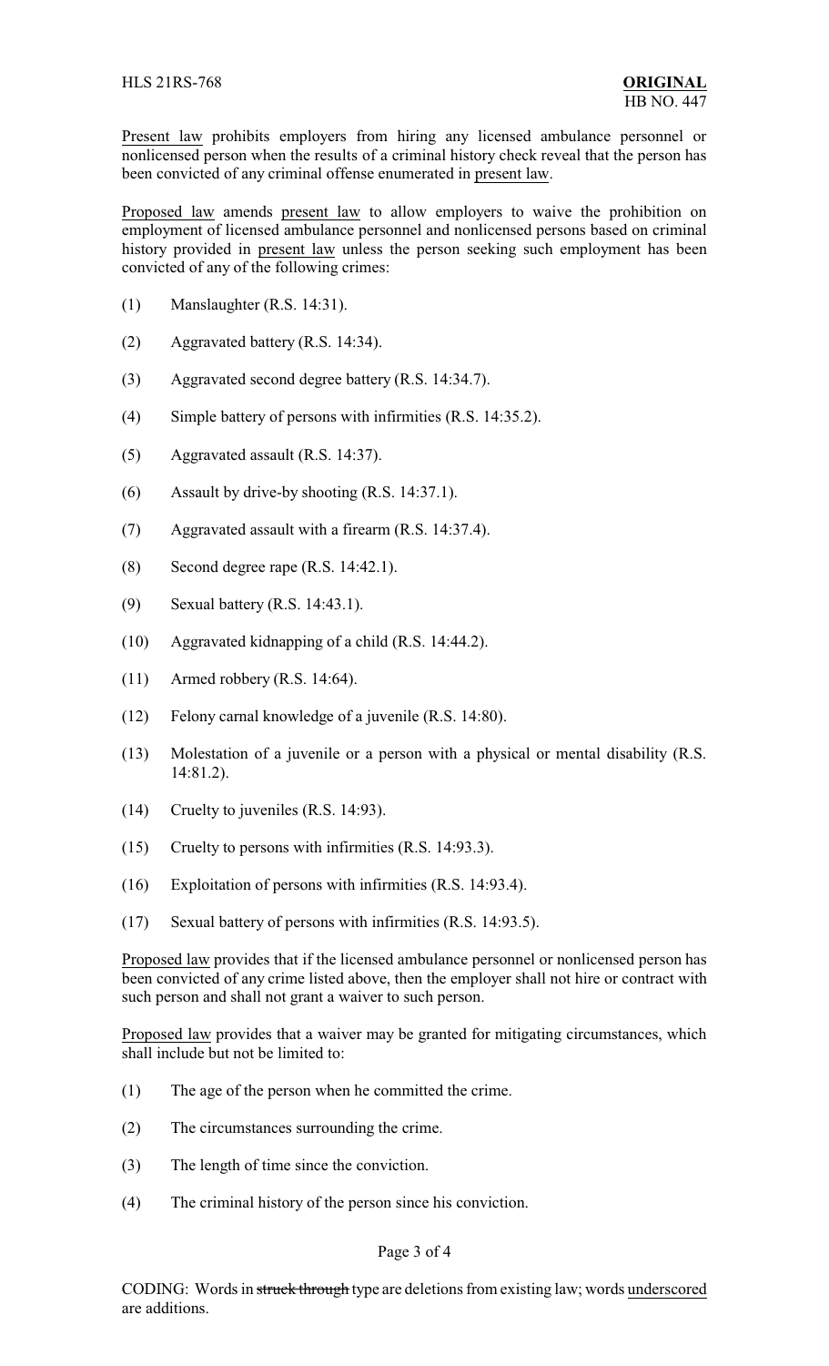Present law prohibits employers from hiring any licensed ambulance personnel or nonlicensed person when the results of a criminal history check reveal that the person has been convicted of any criminal offense enumerated in present law.

Proposed law amends present law to allow employers to waive the prohibition on employment of licensed ambulance personnel and nonlicensed persons based on criminal history provided in present law unless the person seeking such employment has been convicted of any of the following crimes:

(1) Manslaughter (R.S. 14:31).

(2) Aggravated battery (R.S. 14:34).

(3) Aggravated second degree battery (R.S. 14:34.7).

(4) Simple battery of persons with infirmities (R.S. 14:35.2).

(5) Aggravated assault (R.S. 14:37).

(6) Assault by drive-by shooting (R.S. 14:37.1).

(7) Aggravated assault with a firearm (R.S. 14:37.4).

(8) Second degree rape (R.S. 14:42.1).

(9) Sexual battery (R.S. 14:43.1).

(10) Aggravated kidnapping of a child (R.S. 14:44.2).

(11) Armed robbery (R.S. 14:64).

(12) Felony carnal knowledge of a juvenile (R.S. 14:80).

(13) Molestation of a juvenile or a person with a physical or mental disability (R.S. 14:81.2).

(14) Cruelty to juveniles (R.S. 14:93).

(15) Cruelty to persons with infirmities (R.S. 14:93.3).

(16) Exploitation of persons with infirmities (R.S. 14:93.4).

(17) Sexual battery of persons with infirmities (R.S. 14:93.5).

Proposed law provides that if the licensed ambulance personnel or nonlicensed person has been convicted of any crime listed above, then the employer shall not hire or contract with such person and shall not grant a waiver to such person.

Proposed law provides that a waiver may be granted for mitigating circumstances, which shall include but not be limited to:

(1) The age of the person when he committed the crime.

(2) The circumstances surrounding the crime.

(3) The length of time since the conviction.

(4) The criminal history of the person since his conviction.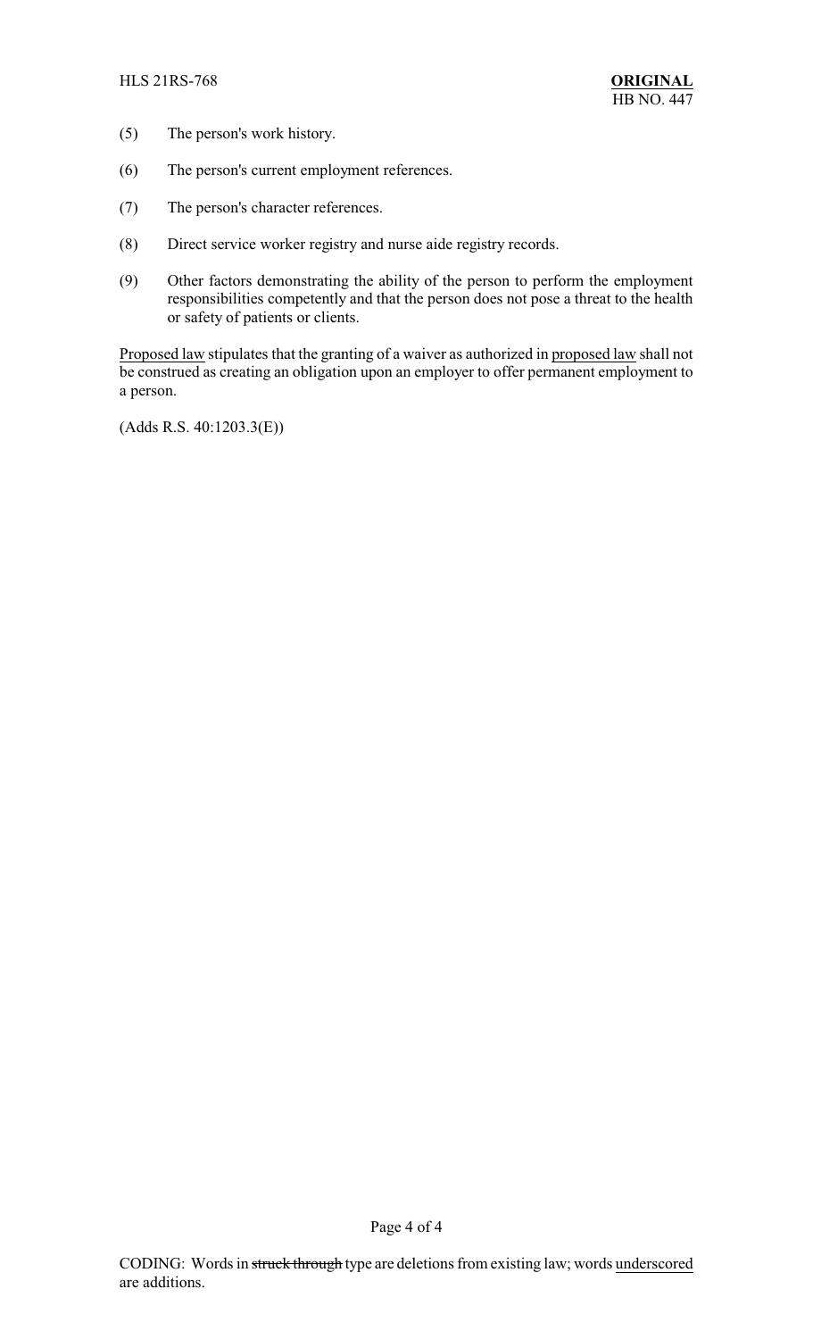(5) The person's work history.

(6) The person's current employment references.

(7) The person's character references.

(8) Direct service worker registry and nurse aide registry records.

(9) Other factors demonstrating the ability of the person to perform the employment responsibilities competently and that the person does not pose a threat to the health or safety of patients or clients.

Proposed law stipulates that the granting of a waiver as authorized in proposed law shall not be construed as creating an obligation upon an employer to offer permanent employment to a person.

(Adds R.S. 40:1203.3(E))

CODING: Words in struck through type are deletions from existing law; words underscored are additions.